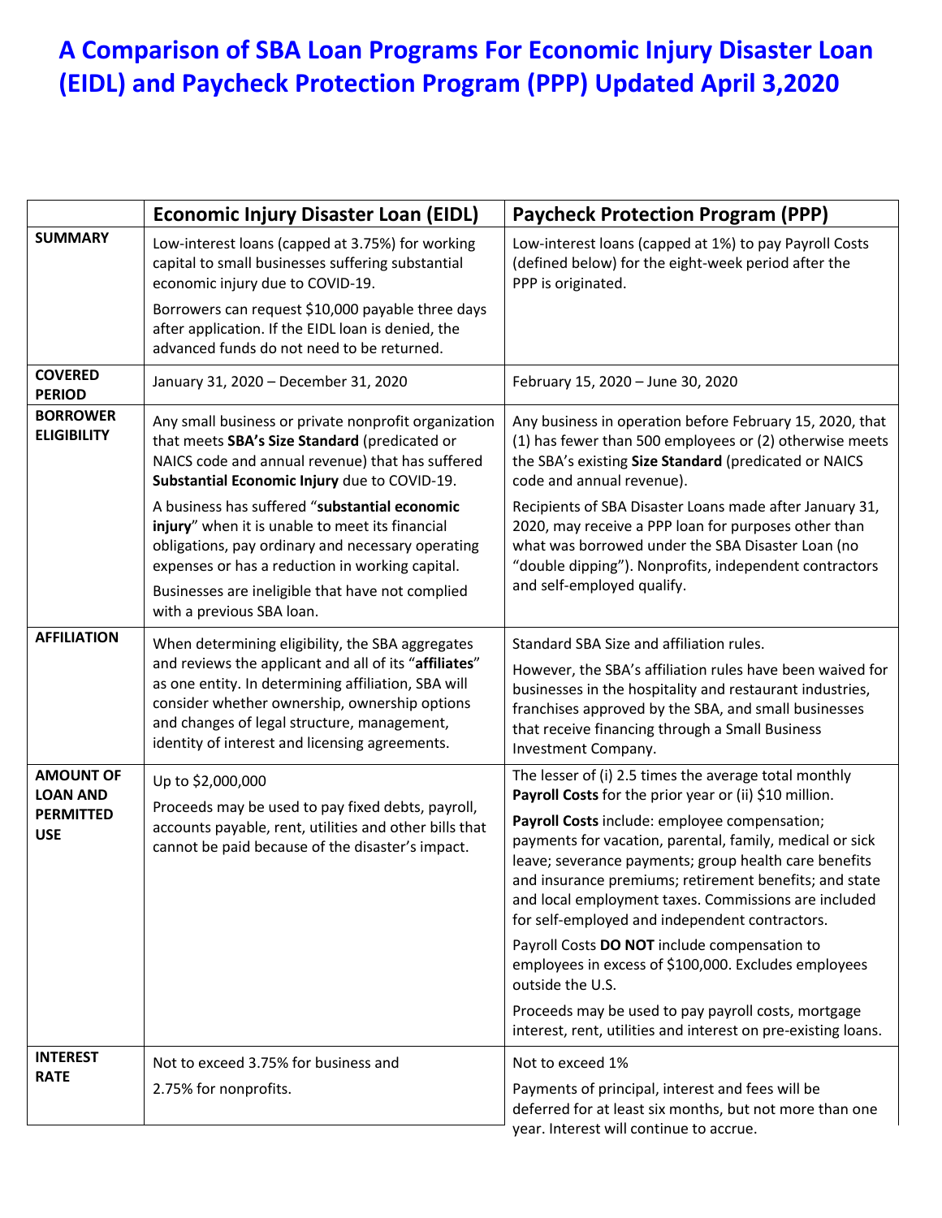# A Comparison of SBA Loan Programs For Economic Injury Disaster Loan (EIDL) and Paycheck Protection Program (PPP) Updated April 3,2020

| | Economic Injury Disaster Loan (EIDL) | Paycheck Protection Program (PPP) |
|---|---|---|
| **SUMMARY** | Low-interest loans (capped at 3.75%) for working capital to small businesses suffering substantial economic injury due to COVID-19.<br><br>Borrowers can request $10,000 payable three days after application. If the EIDL loan is denied, the advanced funds do not need to be returned. | Low-interest loans (capped at 1%) to pay Payroll Costs (defined below) for the eight-week period after the PPP is originated. |
| **COVERED PERIOD** | January 31, 2020 – December 31, 2020 | February 15, 2020 – June 30, 2020 |
| **BORROWER ELIGIBILITY** | Any small business or private nonprofit organization that meets **SBA's Size Standard** (predicated or NAICS code and annual revenue) that has suffered **Substantial Economic Injury** due to COVID-19.<br><br>A business has suffered "**substantial economic injury**" when it is unable to meet its financial obligations, pay ordinary and necessary operating expenses or has a reduction in working capital.<br><br>Businesses are ineligible that have not complied with a previous SBA loan. | Any business in operation before February 15, 2020, that (1) has fewer than 500 employees or (2) otherwise meets the SBA's existing **Size Standard** (predicated or NAICS code and annual revenue).<br><br>Recipients of SBA Disaster Loans made after January 31, 2020, may receive a PPP loan for purposes other than what was borrowed under the SBA Disaster Loan (no "double dipping"). Nonprofits, independent contractors and self-employed qualify. |
| **AFFILIATION** | When determining eligibility, the SBA aggregates and reviews the applicant and all of its "**affiliates**" as one entity. In determining affiliation, SBA will consider whether ownership, ownership options and changes of legal structure, management, identity of interest and licensing agreements. | Standard SBA Size and affiliation rules.<br><br>However, the SBA's affiliation rules have been waived for businesses in the hospitality and restaurant industries, franchises approved by the SBA, and small businesses that receive financing through a Small Business Investment Company. |
| **AMOUNT OF LOAN AND PERMITTED USE** | Up to $2,000,000<br><br>Proceeds may be used to pay fixed debts, payroll, accounts payable, rent, utilities and other bills that cannot be paid because of the disaster's impact. | The lesser of (i) 2.5 times the average total monthly **Payroll Costs** for the prior year or (ii) $10 million.<br><br>**Payroll Costs** include: employee compensation; payments for vacation, parental, family, medical or sick leave; severance payments; group health care benefits and insurance premiums; retirement benefits; and state and local employment taxes. Commissions are included for self-employed and independent contractors.<br><br>Payroll Costs **DO NOT** include compensation to employees in excess of $100,000. Excludes employees outside the U.S.<br><br>Proceeds may be used to pay payroll costs, mortgage interest, rent, utilities and interest on pre-existing loans. |
| **INTEREST RATE** | Not to exceed 3.75% for business and<br><br>2.75% for nonprofits. | Not to exceed 1%<br><br>Payments of principal, interest and fees will be deferred for at least six months, but not more than one year. Interest will continue to accrue. |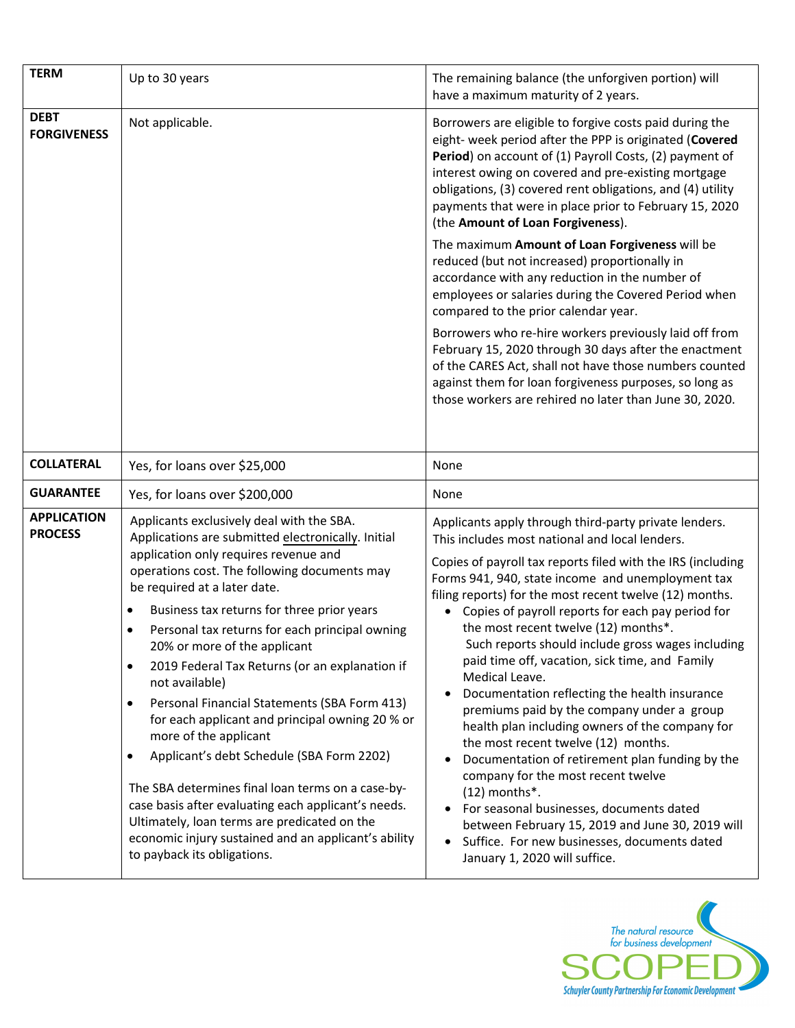| | | |
|---|---|---|
| **TERM** | Up to 30 years | The remaining balance (the unforgiven portion) will have a maximum maturity of 2 years. |
| **DEBT FORGIVENESS** | Not applicable. | Borrowers are eligible to forgive costs paid during the eight- week period after the PPP is originated (**Covered Period**) on account of (1) Payroll Costs, (2) payment of interest owing on covered and pre-existing mortgage obligations, (3) covered rent obligations, and (4) utility payments that were in place prior to February 15, 2020 (the **Amount of Loan Forgiveness**).<br><br>The maximum **Amount of Loan Forgiveness** will be reduced (but not increased) proportionally in accordance with any reduction in the number of employees or salaries during the Covered Period when compared to the prior calendar year.<br><br>Borrowers who re-hire workers previously laid off from February 15, 2020 through 30 days after the enactment of the CARES Act, shall not have those numbers counted against them for loan forgiveness purposes, so long as those workers are rehired no later than June 30, 2020. |
| **COLLATERAL** | Yes, for loans over $25,000 | None |
| **GUARANTEE** | Yes, for loans over $200,000 | None |
| **APPLICATION PROCESS** | Applicants exclusively deal with the SBA. Applications are submitted electronically. Initial application only requires revenue and operations cost. The following documents may be required at a later date.<br>• Business tax returns for three prior years<br>• Personal tax returns for each principal owning 20% or more of the applicant<br>• 2019 Federal Tax Returns (or an explanation if not available)<br>• Personal Financial Statements (SBA Form 413) for each applicant and principal owning 20 % or more of the applicant<br>• Applicant's debt Schedule (SBA Form 2202)<br><br>The SBA determines final loan terms on a case-by-case basis after evaluating each applicant's needs. Ultimately, loan terms are predicated on the economic injury sustained and an applicant's ability to payback its obligations. | Applicants apply through third-party private lenders. This includes most national and local lenders.<br><br>Copies of payroll tax reports filed with the IRS (including Forms 941, 940, state income and unemployment tax filing reports) for the most recent twelve (12) months.<br>• Copies of payroll reports for each pay period for the most recent twelve (12) months*. Such reports should include gross wages including paid time off, vacation, sick time, and Family Medical Leave.<br>• Documentation reflecting the health insurance premiums paid by the company under a group health plan including owners of the company for the most recent twelve (12) months.<br>• Documentation of retirement plan funding by the company for the most recent twelve (12) months*.<br>• For seasonal businesses, documents dated between February 15, 2019 and June 30, 2019 will<br>• Suffice. For new businesses, documents dated January 1, 2020 will suffice. |

The natural resource for business development
SCOPED
Schuyler County Partnership For Economic Development